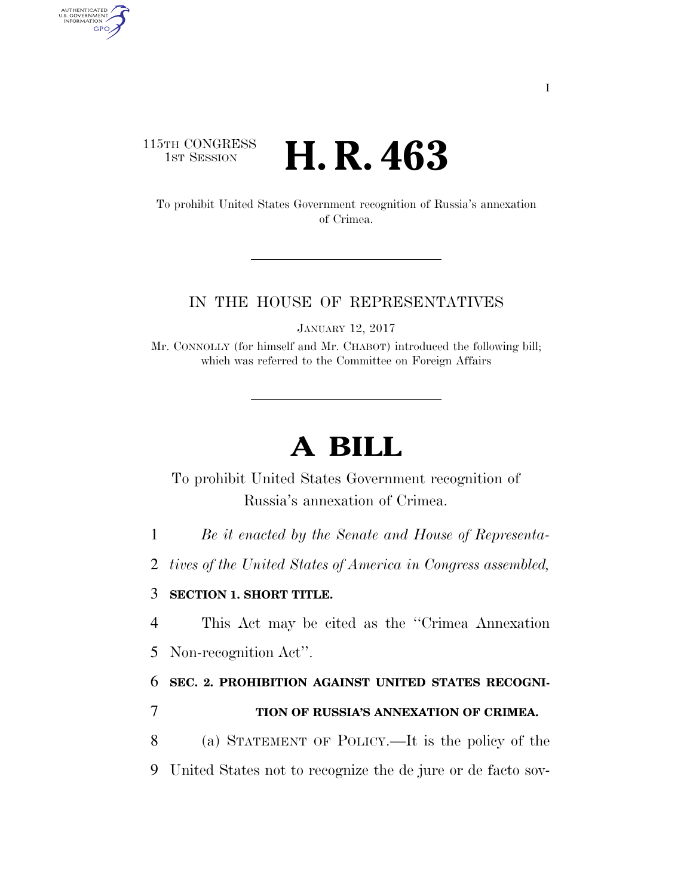115TH CONGRESS
1ST SESSION

# H. R. 463

To prohibit United States Government recognition of Russia's annexation of Crimea.

IN THE HOUSE OF REPRESENTATIVES

JANUARY 12, 2017

Mr. CONNOLLY (for himself and Mr. CHABOT) introduced the following bill; which was referred to the Committee on Foreign Affairs

# A BILL

To prohibit United States Government recognition of Russia's annexation of Crimea.

*Be it enacted by the Senate and House of Representatives of the United States of America in Congress assembled,*

**SECTION 1. SHORT TITLE.**

This Act may be cited as the ''Crimea Annexation Non-recognition Act''.

**SEC. 2. PROHIBITION AGAINST UNITED STATES RECOGNITION OF RUSSIA'S ANNEXATION OF CRIMEA.**

(a) STATEMENT OF POLICY.—It is the policy of the United States not to recognize the de jure or de facto sov-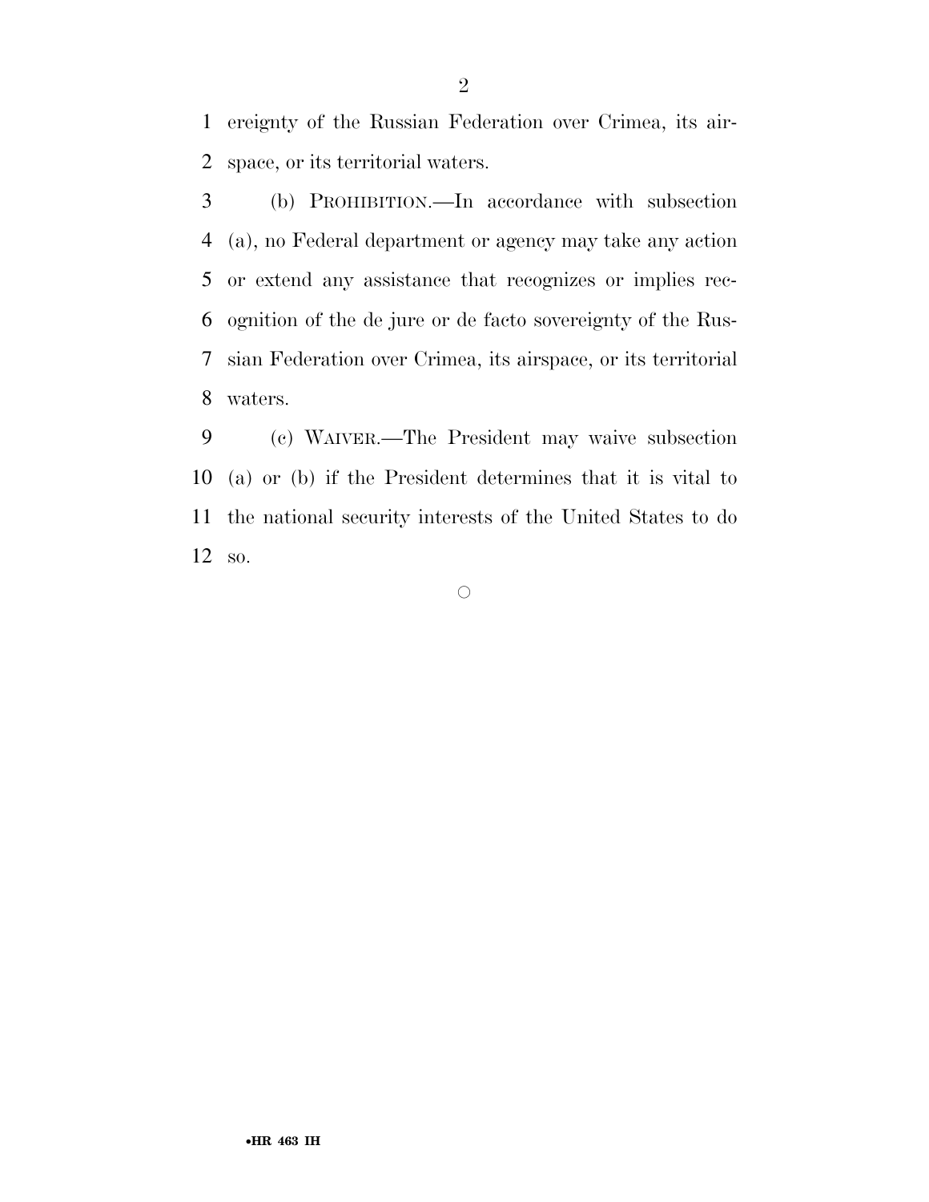ereignty of the Russian Federation over Crimea, its airspace, or its territorial waters.

(b) PROHIBITION.—In accordance with subsection (a), no Federal department or agency may take any action or extend any assistance that recognizes or implies recognition of the de jure or de facto sovereignty of the Russian Federation over Crimea, its airspace, or its territorial waters.

(c) WAIVER.—The President may waive subsection (a) or (b) if the President determines that it is vital to the national security interests of the United States to do so.